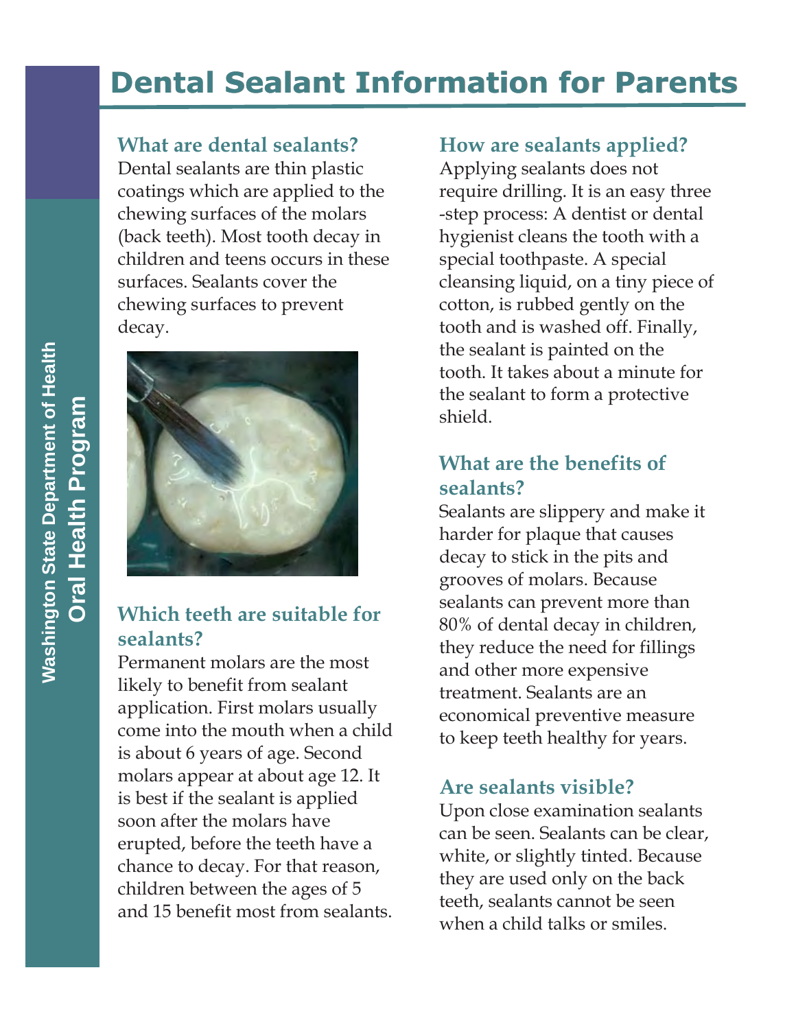# Dental Sealant Information for Parents

Washington State Department of Health
**Oral Health Program**

## What are dental sealants?

Dental sealants are thin plastic coatings which are applied to the chewing surfaces of the molars (back teeth). Most tooth decay in children and teens occurs in these surfaces. Sealants cover the chewing surfaces to prevent decay.

## Which teeth are suitable for sealants?

Permanent molars are the most likely to benefit from sealant application. First molars usually come into the mouth when a child is about 6 years of age. Second molars appear at about age 12. It is best if the sealant is applied soon after the molars have erupted, before the teeth have a chance to decay. For that reason, children between the ages of 5 and 15 benefit most from sealants.

## How are sealants applied?

Applying sealants does not require drilling. It is an easy three-step process: A dentist or dental hygienist cleans the tooth with a special toothpaste. A special cleansing liquid, on a tiny piece of cotton, is rubbed gently on the tooth and is washed off. Finally, the sealant is painted on the tooth. It takes about a minute for the sealant to form a protective shield.

## What are the benefits of sealants?

Sealants are slippery and make it harder for plaque that causes decay to stick in the pits and grooves of molars. Because sealants can prevent more than 80% of dental decay in children, they reduce the need for fillings and other more expensive treatment. Sealants are an economical preventive measure to keep teeth healthy for years.

## Are sealants visible?

Upon close examination sealants can be seen. Sealants can be clear, white, or slightly tinted. Because they are used only on the back teeth, sealants cannot be seen when a child talks or smiles.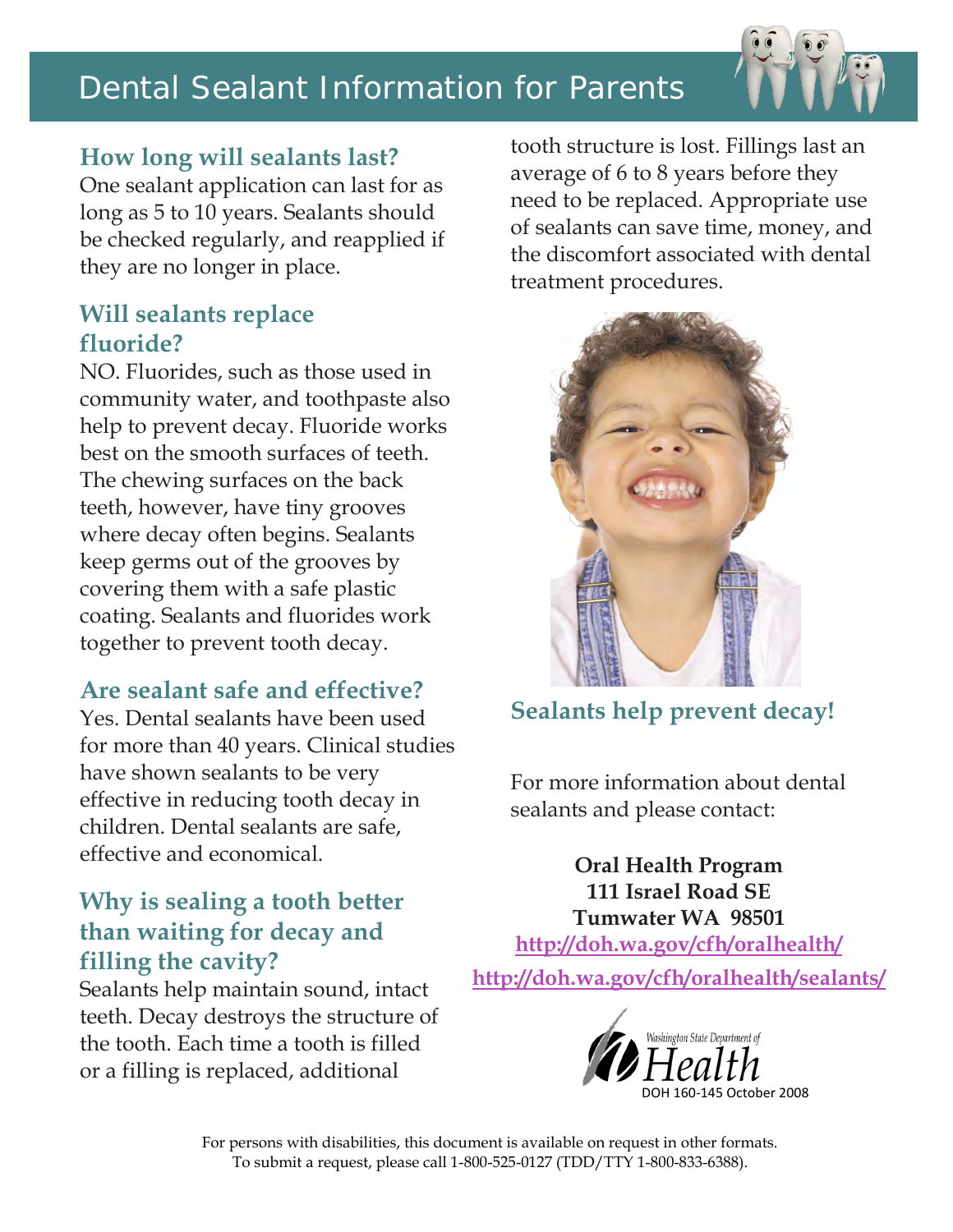# Dental Sealant Information for Parents

## How long will sealants last?

One sealant application can last for as long as 5 to 10 years. Sealants should be checked regularly, and reapplied if they are no longer in place.

## Will sealants replace fluoride?

NO. Fluorides, such as those used in community water, and toothpaste also help to prevent decay. Fluoride works best on the smooth surfaces of teeth. The chewing surfaces on the back teeth, however, have tiny grooves where decay often begins. Sealants keep germs out of the grooves by covering them with a safe plastic coating. Sealants and fluorides work together to prevent tooth decay.

## Are sealant safe and effective?

Yes. Dental sealants have been used for more than 40 years. Clinical studies have shown sealants to be very effective in reducing tooth decay in children. Dental sealants are safe, effective and economical.

## Why is sealing a tooth better than waiting for decay and filling the cavity?

Sealants help maintain sound, intact teeth. Decay destroys the structure of the tooth. Each time a tooth is filled or a filling is replaced, additional tooth structure is lost. Fillings last an average of 6 to 8 years before they need to be replaced. Appropriate use of sealants can save time, money, and the discomfort associated with dental treatment procedures.

## Sealants help prevent decay!

For more information about dental sealants and please contact:

**Oral Health Program**
**111 Israel Road SE**
**Tumwater WA 98501**
**http://doh.wa.gov/cfh/oralhealth/**
**http://doh.wa.gov/cfh/oralhealth/sealants/**

Washington State Department of Health

DOH 160-145 October 2008

For persons with disabilities, this document is available on request in other formats.
To submit a request, please call 1-800-525-0127 (TDD/TTY 1-800-833-6388).